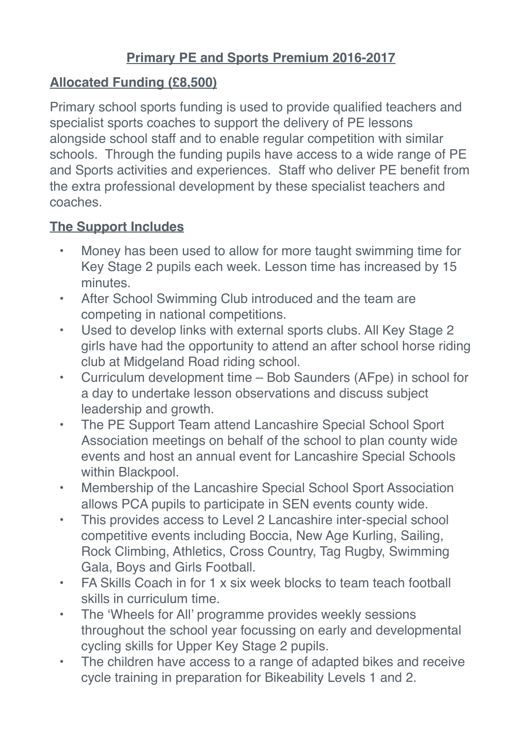# Primary PE and Sports Premium 2016-2017

## Allocated Funding (£8,500)

Primary school sports funding is used to provide qualified teachers and specialist sports coaches to support the delivery of PE lessons alongside school staff and to enable regular competition with similar schools. Through the funding pupils have access to a wide range of PE and Sports activities and experiences. Staff who deliver PE benefit from the extra professional development by these specialist teachers and coaches.

## The Support Includes

- Money has been used to allow for more taught swimming time for Key Stage 2 pupils each week. Lesson time has increased by 15 minutes.
- After School Swimming Club introduced and the team are competing in national competitions.
- Used to develop links with external sports clubs. All Key Stage 2 girls have had the opportunity to attend an after school horse riding club at Midgeland Road riding school.
- Curriculum development time – Bob Saunders (AFpe) in school for a day to undertake lesson observations and discuss subject leadership and growth.
- The PE Support Team attend Lancashire Special School Sport Association meetings on behalf of the school to plan county wide events and host an annual event for Lancashire Special Schools within Blackpool.
- Membership of the Lancashire Special School Sport Association allows PCA pupils to participate in SEN events county wide.
- This provides access to Level 2 Lancashire inter-special school competitive events including Boccia, New Age Kurling, Sailing, Rock Climbing, Athletics, Cross Country, Tag Rugby, Swimming Gala, Boys and Girls Football.
- FA Skills Coach in for 1 x six week blocks to team teach football skills in curriculum time.
- The 'Wheels for All' programme provides weekly sessions throughout the school year focussing on early and developmental cycling skills for Upper Key Stage 2 pupils.
- The children have access to a range of adapted bikes and receive cycle training in preparation for Bikeability Levels 1 and 2.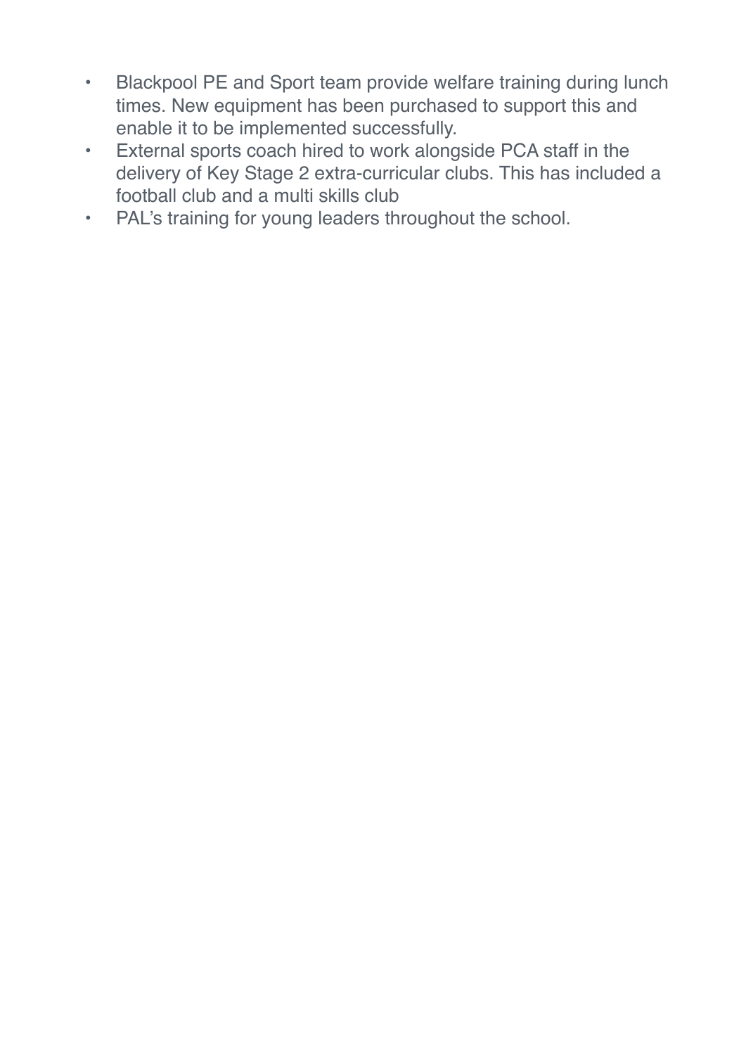- Blackpool PE and Sport team provide welfare training during lunch times. New equipment has been purchased to support this and enable it to be implemented successfully.
- External sports coach hired to work alongside PCA staff in the delivery of Key Stage 2 extra-curricular clubs. This has included a football club and a multi skills club
- PAL's training for young leaders throughout the school.